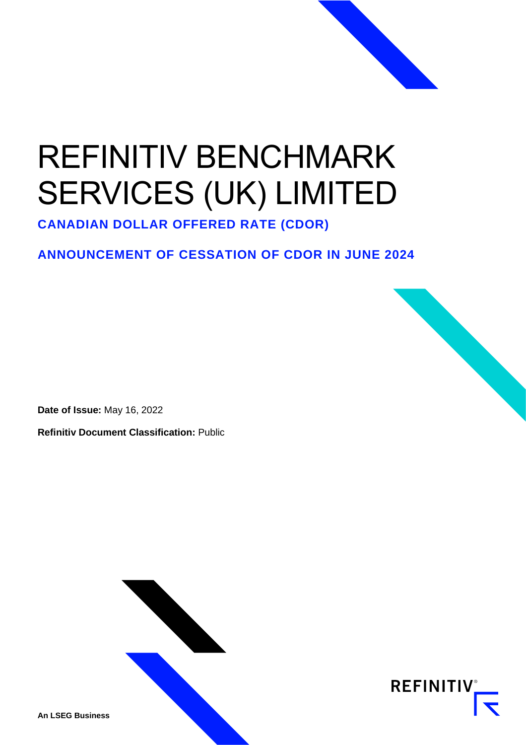# REFINITIV BENCHMARK SERVICES (UK) LIMITED

## CANADIAN DOLLAR OFFERED RATE (CDOR)

## ANNOUNCEMENT OF CESSATION OF CDOR IN JUNE 2024

**Date of Issue:** May 16, 2022

**Refinitiv Document Classification:** Public

**An LSEG Business**

REFINITIV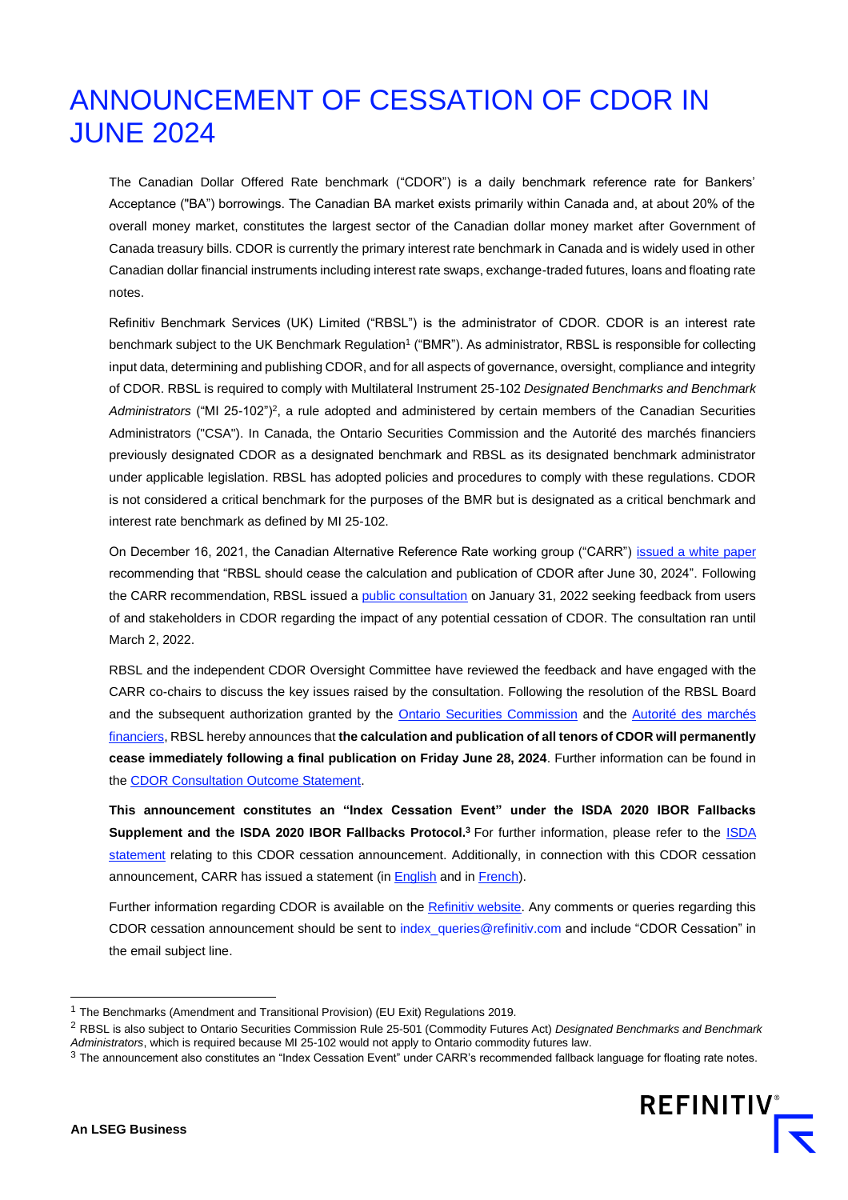# ANNOUNCEMENT OF CESSATION OF CDOR IN JUNE 2024

The Canadian Dollar Offered Rate benchmark ("CDOR") is a daily benchmark reference rate for Bankers' Acceptance ("BA") borrowings. The Canadian BA market exists primarily within Canada and, at about 20% of the overall money market, constitutes the largest sector of the Canadian dollar money market after Government of Canada treasury bills. CDOR is currently the primary interest rate benchmark in Canada and is widely used in other Canadian dollar financial instruments including interest rate swaps, exchange-traded futures, loans and floating rate notes.

Refinitiv Benchmark Services (UK) Limited ("RBSL") is the administrator of CDOR. CDOR is an interest rate benchmark subject to the UK Benchmark Regulation[1] ("BMR"). As administrator, RBSL is responsible for collecting input data, determining and publishing CDOR, and for all aspects of governance, oversight, compliance and integrity of CDOR. RBSL is required to comply with Multilateral Instrument 25-102 *Designated Benchmarks and Benchmark Administrators* ("MI 25-102")[2], a rule adopted and administered by certain members of the Canadian Securities Administrators ("CSA"). In Canada, the Ontario Securities Commission and the Autorité des marchés financiers previously designated CDOR as a designated benchmark and RBSL as its designated benchmark administrator under applicable legislation. RBSL has adopted policies and procedures to comply with these regulations. CDOR is not considered a critical benchmark for the purposes of the BMR but is designated as a critical benchmark and interest rate benchmark as defined by MI 25-102.

On December 16, 2021, the Canadian Alternative Reference Rate working group ("CARR") issued a white paper recommending that "RBSL should cease the calculation and publication of CDOR after June 30, 2024". Following the CARR recommendation, RBSL issued a public consultation on January 31, 2022 seeking feedback from users of and stakeholders in CDOR regarding the impact of any potential cessation of CDOR. The consultation ran until March 2, 2022.

RBSL and the independent CDOR Oversight Committee have reviewed the feedback and have engaged with the CARR co-chairs to discuss the key issues raised by the consultation. Following the resolution of the RBSL Board and the subsequent authorization granted by the Ontario Securities Commission and the Autorité des marchés financiers, RBSL hereby announces that **the calculation and publication of all tenors of CDOR will permanently cease immediately following a final publication on Friday June 28, 2024**. Further information can be found in the CDOR Consultation Outcome Statement.

**This announcement constitutes an "Index Cessation Event" under the ISDA 2020 IBOR Fallbacks Supplement and the ISDA 2020 IBOR Fallbacks Protocol.[3]** For further information, please refer to the ISDA statement relating to this CDOR cessation announcement. Additionally, in connection with this CDOR cessation announcement, CARR has issued a statement (in English and in French).

Further information regarding CDOR is available on the Refinitiv website. Any comments or queries regarding this CDOR cessation announcement should be sent to index_queries@refinitiv.com and include "CDOR Cessation" in the email subject line.

---

[1] The Benchmarks (Amendment and Transitional Provision) (EU Exit) Regulations 2019.

[2] RBSL is also subject to Ontario Securities Commission Rule 25-501 (Commodity Futures Act) *Designated Benchmarks and Benchmark Administrators*, which is required because MI 25-102 would not apply to Ontario commodity futures law.

[3] The announcement also constitutes an "Index Cessation Event" under CARR's recommended fallback language for floating rate notes.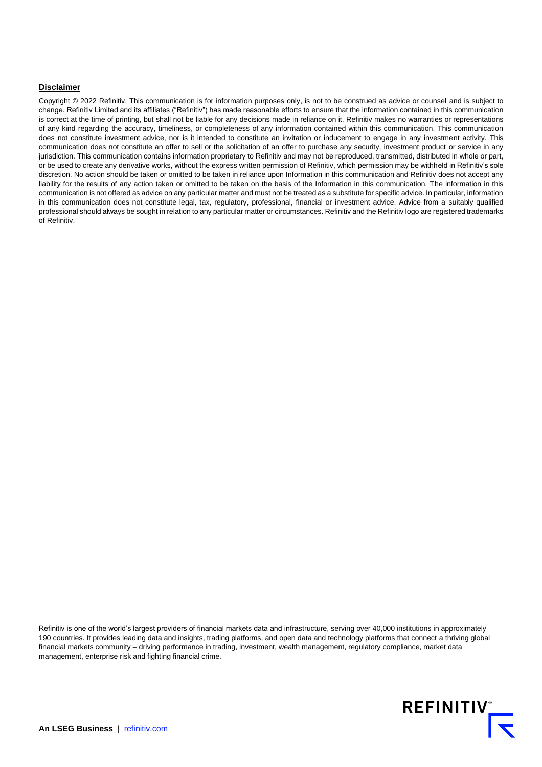**Disclaimer**

Copyright © 2022 Refinitiv. This communication is for information purposes only, is not to be construed as advice or counsel and is subject to change. Refinitiv Limited and its affiliates ("Refinitiv") has made reasonable efforts to ensure that the information contained in this communication is correct at the time of printing, but shall not be liable for any decisions made in reliance on it. Refinitiv makes no warranties or representations of any kind regarding the accuracy, timeliness, or completeness of any information contained within this communication. This communication does not constitute investment advice, nor is it intended to constitute an invitation or inducement to engage in any investment activity. This communication does not constitute an offer to sell or the solicitation of an offer to purchase any security, investment product or service in any jurisdiction. This communication contains information proprietary to Refinitiv and may not be reproduced, transmitted, distributed in whole or part, or be used to create any derivative works, without the express written permission of Refinitiv, which permission may be withheld in Refinitiv's sole discretion. No action should be taken or omitted to be taken in reliance upon Information in this communication and Refinitiv does not accept any liability for the results of any action taken or omitted to be taken on the basis of the Information in this communication. The information in this communication is not offered as advice on any particular matter and must not be treated as a substitute for specific advice. In particular, information in this communication does not constitute legal, tax, regulatory, professional, financial or investment advice. Advice from a suitably qualified professional should always be sought in relation to any particular matter or circumstances. Refinitiv and the Refinitiv logo are registered trademarks of Refinitiv.

Refinitiv is one of the world's largest providers of financial markets data and infrastructure, serving over 40,000 institutions in approximately 190 countries. It provides leading data and insights, trading platforms, and open data and technology platforms that connect a thriving global financial markets community – driving performance in trading, investment, wealth management, regulatory compliance, market data management, enterprise risk and fighting financial crime.

REFINITIV®

**An LSEG Business** | refinitiv.com